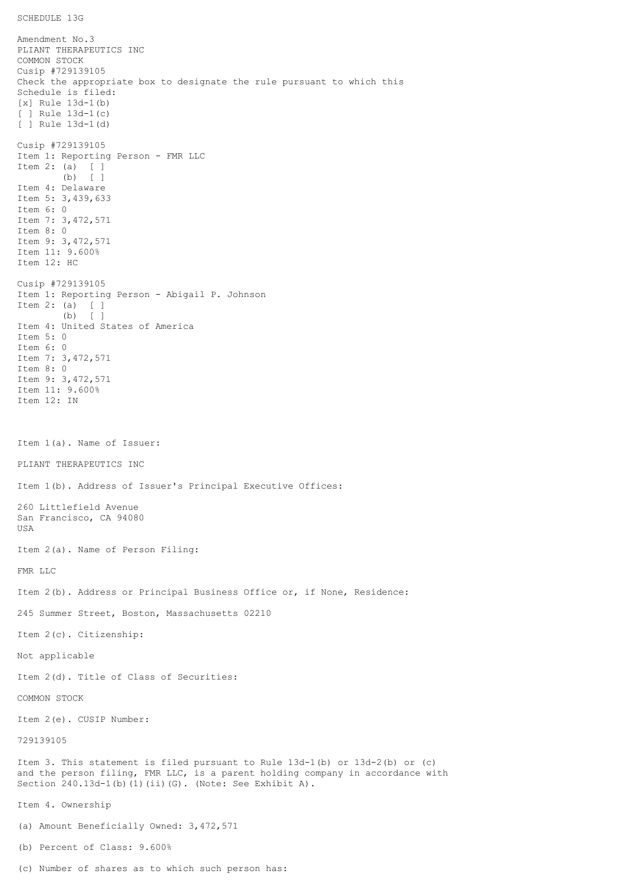SCHEDULE 13G

Amendment No.3
PLIANT THERAPEUTICS INC
COMMON STOCK
Cusip #729139105
Check the appropriate box to designate the rule pursuant to which this
Schedule is filed:
[x] Rule 13d-1(b)
[ ] Rule 13d-1(c)
[ ] Rule 13d-1(d)

Cusip #729139105
Item 1: Reporting Person - FMR LLC
Item 2: (a) [ ]
(b) [ ]
Item 4: Delaware
Item 5: 3,439,633
Item 6: 0
Item 7: 3,472,571
Item 8: 0
Item 9: 3,472,571
Item 11: 9.600%
Item 12: HC

Cusip #729139105
Item 1: Reporting Person - Abigail P. Johnson
Item 2: (a) [ ]
(b) [ ]
Item 4: United States of America
Item 5: 0
Item 6: 0
Item 7: 3,472,571
Item 8: 0
Item 9: 3,472,571
Item 11: 9.600%
Item 12: IN

Item 1(a). Name of Issuer:

PLIANT THERAPEUTICS INC

Item 1(b). Address of Issuer's Principal Executive Offices:

260 Littlefield Avenue
San Francisco, CA 94080
USA

Item 2(a). Name of Person Filing:

FMR LLC

Item 2(b). Address or Principal Business Office or, if None, Residence:

245 Summer Street, Boston, Massachusetts 02210

Item 2(c). Citizenship:

Not applicable

Item 2(d). Title of Class of Securities:

COMMON STOCK

Item 2(e). CUSIP Number:

729139105

Item 3. This statement is filed pursuant to Rule 13d-1(b) or 13d-2(b) or (c)
and the person filing, FMR LLC, is a parent holding company in accordance with
Section 240.13d-1(b)(1)(ii)(G). (Note: See Exhibit A).

Item 4. Ownership

(a) Amount Beneficially Owned: 3,472,571

(b) Percent of Class: 9.600%

(c) Number of shares as to which such person has: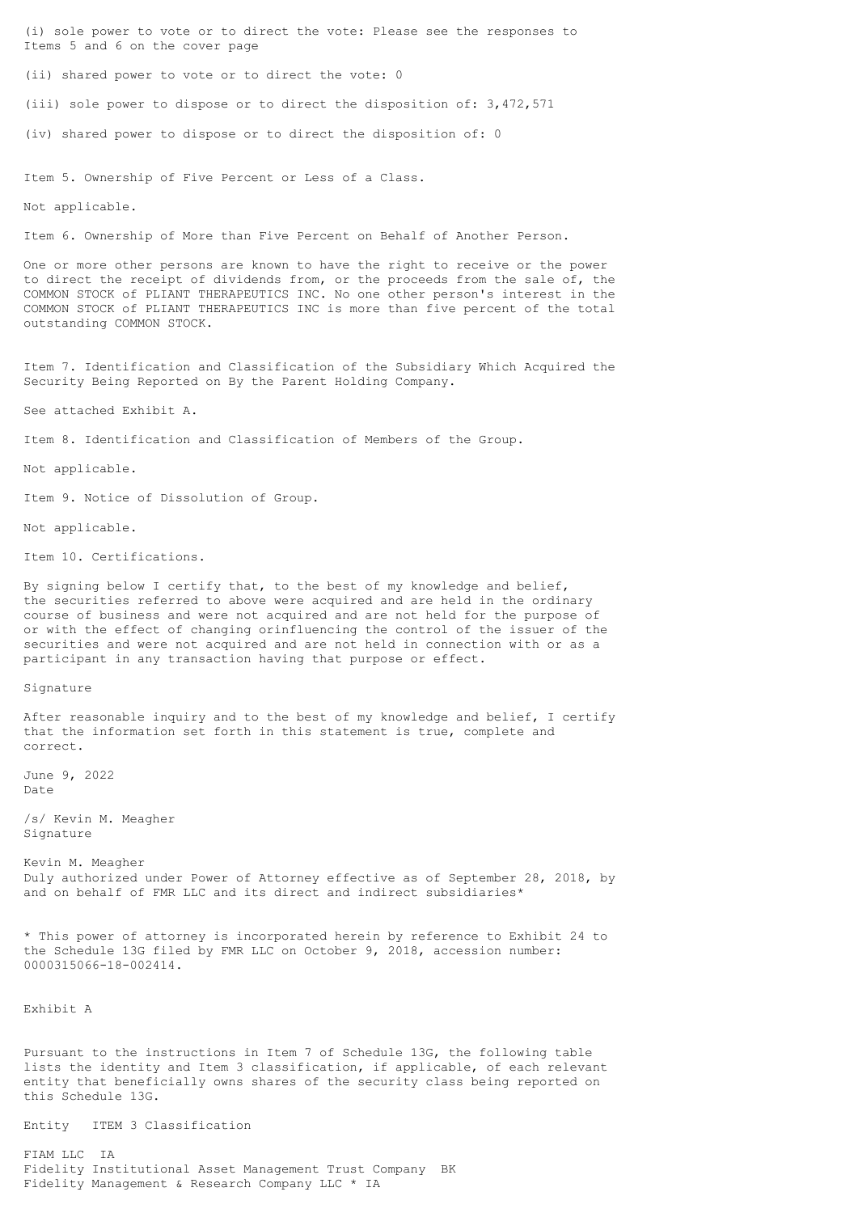(i) sole power to vote or to direct the vote: Please see the responses to Items 5 and 6 on the cover page

(ii) shared power to vote or to direct the vote: 0

(iii) sole power to dispose or to direct the disposition of: 3,472,571

(iv) shared power to dispose or to direct the disposition of: 0

Item 5. Ownership of Five Percent or Less of a Class.

Not applicable.

Item 6. Ownership of More than Five Percent on Behalf of Another Person.

One or more other persons are known to have the right to receive or the power to direct the receipt of dividends from, or the proceeds from the sale of, the COMMON STOCK of PLIANT THERAPEUTICS INC. No one other person's interest in the COMMON STOCK of PLIANT THERAPEUTICS INC is more than five percent of the total outstanding COMMON STOCK.

Item 7. Identification and Classification of the Subsidiary Which Acquired the Security Being Reported on By the Parent Holding Company.

See attached Exhibit A.

Item 8. Identification and Classification of Members of the Group.

Not applicable.

Item 9. Notice of Dissolution of Group.

Not applicable.

Item 10. Certifications.

By signing below I certify that, to the best of my knowledge and belief, the securities referred to above were acquired and are held in the ordinary course of business and were not acquired and are not held for the purpose of or with the effect of changing orinfluencing the control of the issuer of the securities and were not acquired and are not held in connection with or as a participant in any transaction having that purpose or effect.

Signature

After reasonable inquiry and to the best of my knowledge and belief, I certify that the information set forth in this statement is true, complete and correct.

June 9, 2022
Date

/s/ Kevin M. Meagher
Signature

Kevin M. Meagher
Duly authorized under Power of Attorney effective as of September 28, 2018, by and on behalf of FMR LLC and its direct and indirect subsidiaries*

* This power of attorney is incorporated herein by reference to Exhibit 24 to the Schedule 13G filed by FMR LLC on October 9, 2018, accession number: 0000315066-18-002414.

Exhibit A

Pursuant to the instructions in Item 7 of Schedule 13G, the following table lists the identity and Item 3 classification, if applicable, of each relevant entity that beneficially owns shares of the security class being reported on this Schedule 13G.

| Entity | ITEM 3 Classification |
|---|---|
| FIAM LLC | IA |
| Fidelity Institutional Asset Management Trust Company | BK |
| Fidelity Management & Research Company LLC * | IA |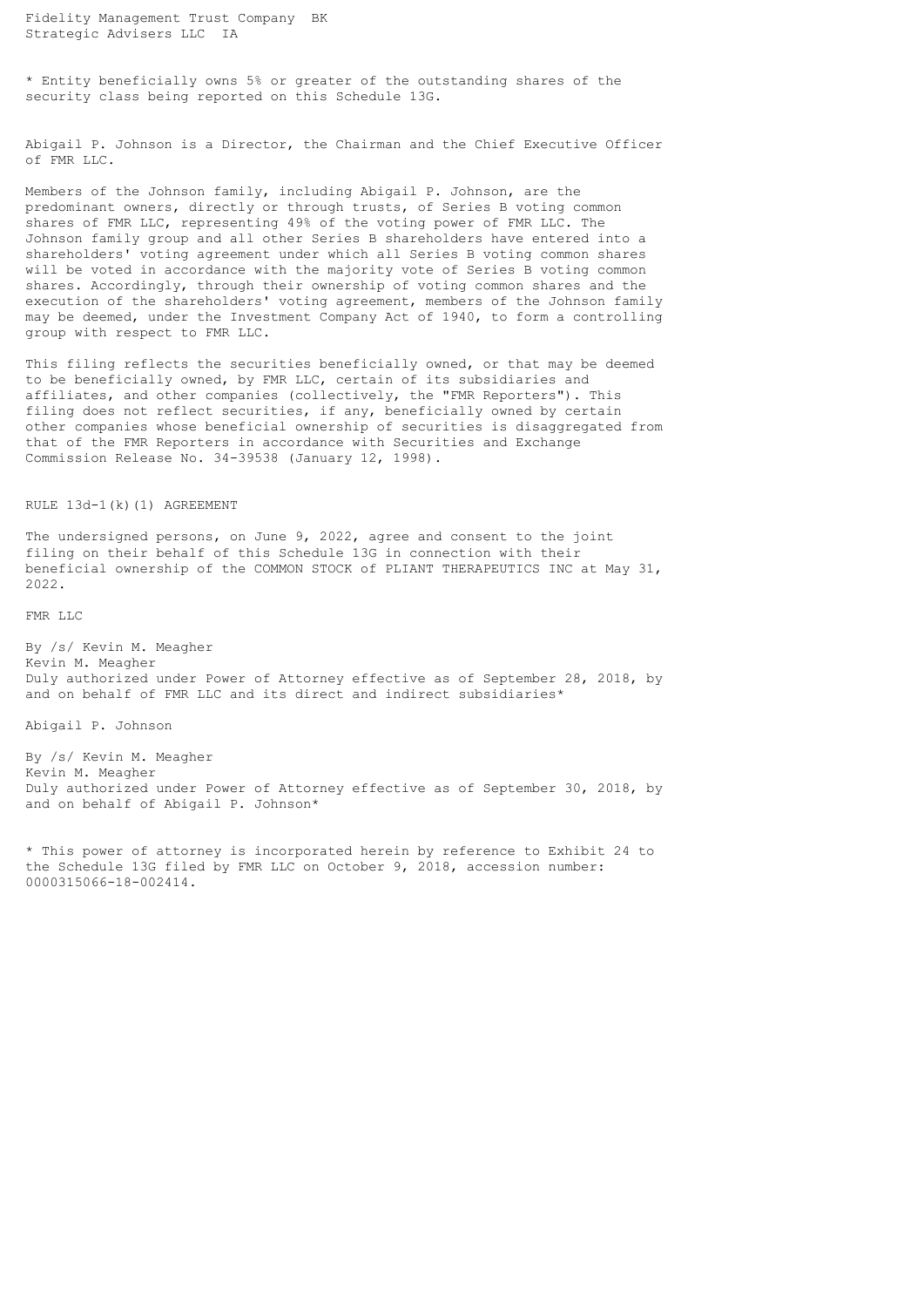Fidelity Management Trust Company  BK
Strategic Advisers LLC  IA

* Entity beneficially owns 5% or greater of the outstanding shares of the security class being reported on this Schedule 13G.

Abigail P. Johnson is a Director, the Chairman and the Chief Executive Officer of FMR LLC.

Members of the Johnson family, including Abigail P. Johnson, are the predominant owners, directly or through trusts, of Series B voting common shares of FMR LLC, representing 49% of the voting power of FMR LLC. The Johnson family group and all other Series B shareholders have entered into a shareholders' voting agreement under which all Series B voting common shares will be voted in accordance with the majority vote of Series B voting common shares. Accordingly, through their ownership of voting common shares and the execution of the shareholders' voting agreement, members of the Johnson family may be deemed, under the Investment Company Act of 1940, to form a controlling group with respect to FMR LLC.

This filing reflects the securities beneficially owned, or that may be deemed to be beneficially owned, by FMR LLC, certain of its subsidiaries and affiliates, and other companies (collectively, the "FMR Reporters"). This filing does not reflect securities, if any, beneficially owned by certain other companies whose beneficial ownership of securities is disaggregated from that of the FMR Reporters in accordance with Securities and Exchange Commission Release No. 34-39538 (January 12, 1998).

RULE 13d-1(k)(1) AGREEMENT

The undersigned persons, on June 9, 2022, agree and consent to the joint filing on their behalf of this Schedule 13G in connection with their beneficial ownership of the COMMON STOCK of PLIANT THERAPEUTICS INC at May 31, 2022.

FMR LLC

By /s/ Kevin M. Meagher
Kevin M. Meagher
Duly authorized under Power of Attorney effective as of September 28, 2018, by and on behalf of FMR LLC and its direct and indirect subsidiaries*

Abigail P. Johnson

By /s/ Kevin M. Meagher
Kevin M. Meagher
Duly authorized under Power of Attorney effective as of September 30, 2018, by and on behalf of Abigail P. Johnson*

* This power of attorney is incorporated herein by reference to Exhibit 24 to the Schedule 13G filed by FMR LLC on October 9, 2018, accession number: 0000315066-18-002414.